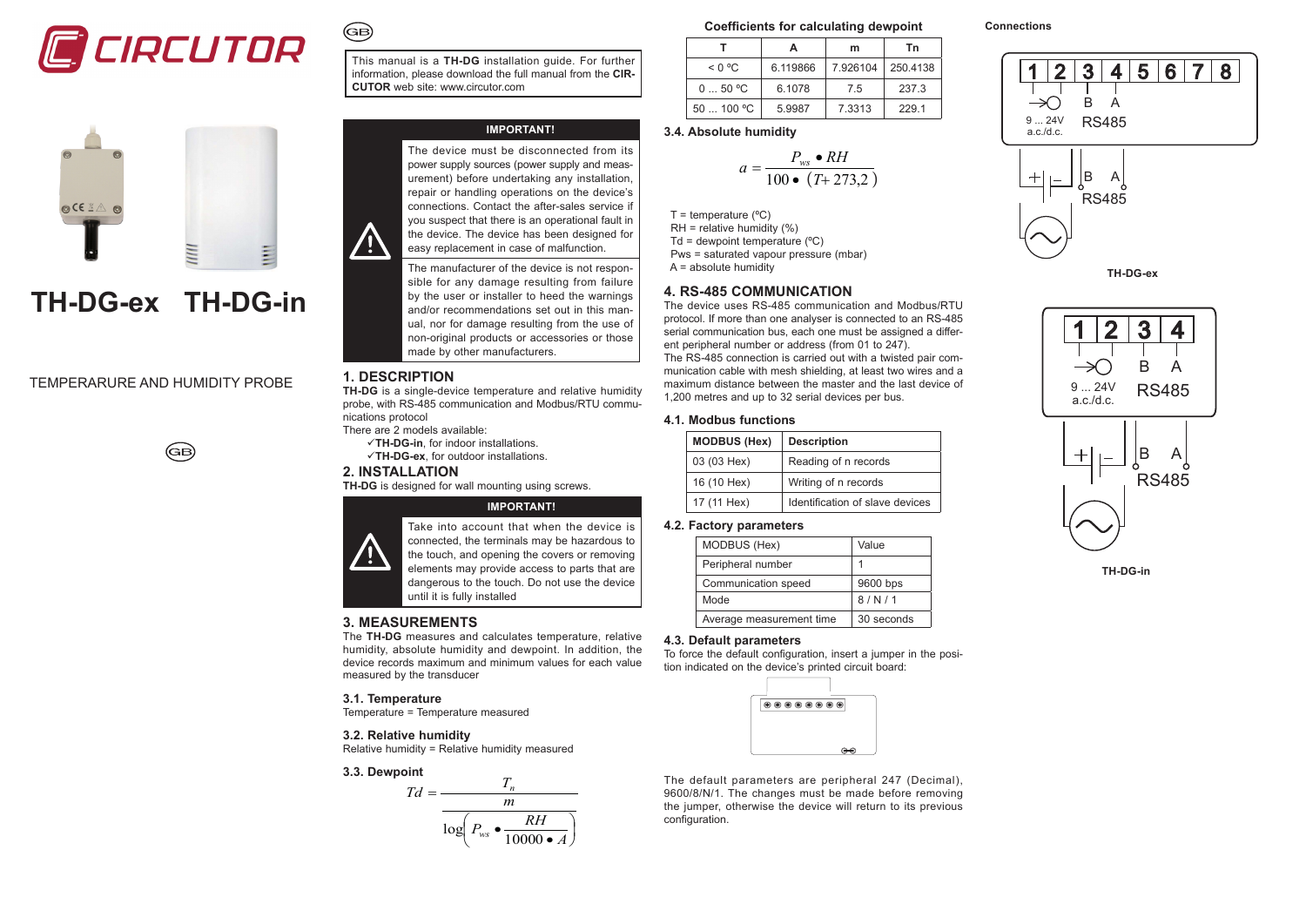# CIRCUTOR

## TH-DG-ex TH-DG-in

TEMPERARURE AND HUMIDITY PROBE

GB

This manual is a **TH-DG** installation guide. For further information, please download the full manual from the **CIRCUTOR** web site: www.circutor.com

**IMPORTANT!**

The device must be disconnected from its power supply sources (power supply and measurement) before undertaking any installation, repair or handling operations on the device's connections. Contact the after-sales service if you suspect that there is an operational fault in the device. The device has been designed for easy replacement in case of malfunction.

The manufacturer of the device is not responsible for any damage resulting from failure by the user or installer to heed the warnings and/or recommendations set out in this manual, nor for damage resulting from the use of non-original products or accessories or those made by other manufacturers.

## 1. DESCRIPTION

**TH-DG** is a single-device temperature and relative humidity probe, with RS-485 communication and Modbus/RTU communications protocol

There are 2 models available:

- ✓**TH-DG-in**, for indoor installations.
- ✓**TH-DG-ex**, for outdoor installations.

## 2. INSTALLATION

**TH-DG** is designed for wall mounting using screws.

**IMPORTANT!**

Take into account that when the device is connected, the terminals may be hazardous to the touch, and opening the covers or removing elements may provide access to parts that are dangerous to the touch. Do not use the device until it is fully installed

## 3. MEASUREMENTS

The **TH-DG** measures and calculates temperature, relative humidity, absolute humidity and dewpoint. In addition, the device records maximum and minimum values for each value measured by the transducer

### 3.1. Temperature

Temperature = Temperature measured

### 3.2. Relative humidity

Relative humidity = Relative humidity measured

### 3.3. Dewpoint

$$Td = \frac{T_n}{\dfrac{m}{\log\left(P_{ws} \bullet \dfrac{RH}{10000 \bullet A}\right)}}$$

**Coefficients for calculating dewpoint**

| T | A | m | Tn |
|---|---|---|---|
| < 0 ºC | 6.119866 | 7.926104 | 250.4138 |
| 0 ... 50 ºC | 6.1078 | 7.5 | 237.3 |
| 50 ... 100 ºC | 5.9987 | 7.3313 | 229.1 |

### 3.4. Absolute humidity

$$a = \frac{P_{ws} \bullet RH}{100 \bullet (T + 273{,}2)}$$

T = temperature (ºC)
RH = relative humidity (%)
Td = dewpoint temperature (ºC)
Pws = saturated vapour pressure (mbar)
A = absolute humidity

## 4. RS-485 COMMUNICATION

The device uses RS-485 communication and Modbus/RTU protocol. If more than one analyser is connected to an RS-485 serial communication bus, each one must be assigned a different peripheral number or address (from 01 to 247).

The RS-485 connection is carried out with a twisted pair communication cable with mesh shielding, at least two wires and a maximum distance between the master and the last device of 1,200 metres and up to 32 serial devices per bus.

### 4.1. Modbus functions

| MODBUS (Hex) | Description |
|---|---|
| 03 (03 Hex) | Reading of n records |
| 16 (10 Hex) | Writing of n records |
| 17 (11 Hex) | Identification of slave devices |

### 4.2. Factory parameters

| MODBUS (Hex) | Value |
|---|---|
| Peripheral number | 1 |
| Communication speed | 9600 bps |
| Mode | 8 / N / 1 |
| Average measurement time | 30 seconds |

### 4.3. Default parameters

To force the default configuration, insert a jumper in the position indicated on the device's printed circuit board:

The default parameters are peripheral 247 (Decimal), 9600/8/N/1. The changes must be made before removing the jumper, otherwise the device will return to its previous configuration.

**Connections**

1 2 3 4 5 6 7 8
9 ... 24V a.c./d.c.
B A
RS485

TH-DG-ex

1 2 3 4
9 ... 24V a.c./d.c.
B A
RS485

TH-DG-in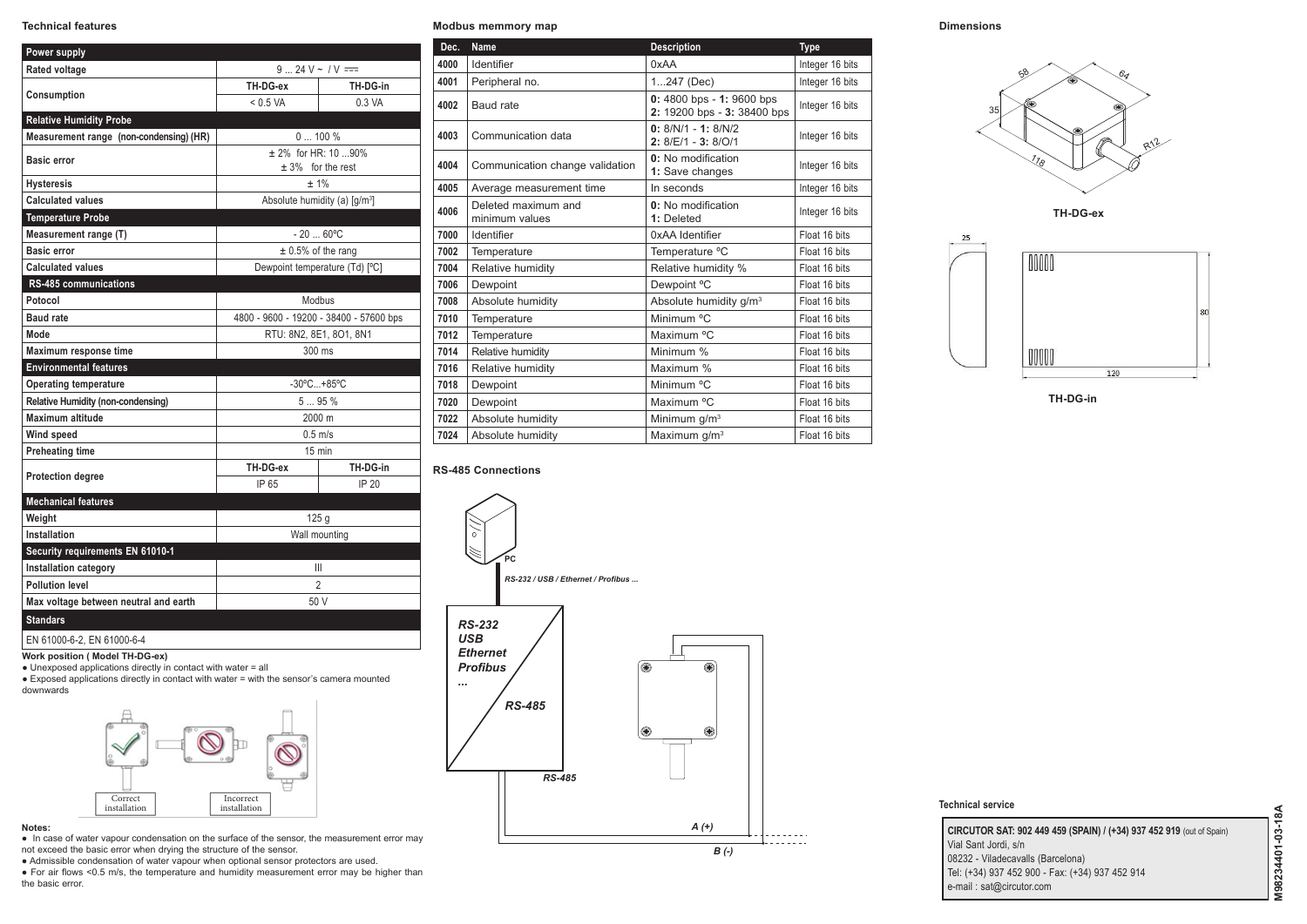## Technical features

| | | |
|---|---|---|
| **Power supply** | | |
| **Rated voltage** | 9 ... 24 V ~ / V ⎓ | |
| **Consumption** | TH-DG-ex | TH-DG-in |
| | < 0.5 VA | 0.3 VA |
| **Relative Humidity Probe** | | |
| **Measurement range (non-condensing) (HR)** | 0 ... 100 % | |
| **Basic error** | ± 2% for HR: 10 ...90%<br>± 3% for the rest | |
| **Hysteresis** | ± 1% | |
| **Calculated values** | Absolute humidity (a) [g/m³] | |
| **Temperature Probe** | | |
| **Measurement range (T)** | - 20 ... 60ºC | |
| **Basic error** | ± 0.5% of the rang | |
| **Calculated values** | Dewpoint temperature (Td) [ºC] | |
| **RS-485 communications** | | |
| **Potocol** | Modbus | |
| **Baud rate** | 4800 - 9600 - 19200 - 38400 - 57600 bps | |
| **Mode** | RTU: 8N2, 8E1, 8O1, 8N1 | |
| **Maximum response time** | 300 ms | |
| **Environmental features** | | |
| **Operating temperature** | -30ºC...+85ºC | |
| **Relative Humidity (non-condensing)** | 5 ... 95 % | |
| **Maximum altitude** | 2000 m | |
| **Wind speed** | 0.5 m/s | |
| **Preheating time** | 15 min | |
| **Protection degree** | TH-DG-ex | TH-DG-in |
| | IP 65 | IP 20 |
| **Mechanical features** | | |
| **Weight** | 125 g | |
| **Installation** | Wall mounting | |
| **Security requirements EN 61010-1** | | |
| **Installation category** | III | |
| **Pollution level** | 2 | |
| **Max voltage between neutral and earth** | 50 V | |
| **Standars** | | |
| EN 61000-6-2, EN 61000-6-4 | | |

**Work position ( Model TH-DG-ex)**

- Unexposed applications directly in contact with water = all
- Exposed applications directly in contact with water = with the sensor's camera mounted downwards

Correct installation

Incorrect installation

**Notes:**

- In case of water vapour condensation on the surface of the sensor, the measurement error may not exceed the basic error when drying the structure of the sensor.
- Admissible condensation of water vapour when optional sensor protectors are used.
- For air flows <0.5 m/s, the temperature and humidity measurement error may be higher than the basic error.

## Modbus memmory map

| Dec. | Name | Description | Type |
|---|---|---|---|
| 4000 | Identifier | 0xAA | Integer 16 bits |
| 4001 | Peripheral no. | 1...247 (Dec) | Integer 16 bits |
| 4002 | Baud rate | **0:** 4800 bps - **1:** 9600 bps<br>**2:** 19200 bps - **3:** 38400 bps | Integer 16 bits |
| 4003 | Communication data | **0:** 8/N/1 - **1:** 8/N/2<br>**2:** 8/E/1 - **3:** 8/O/1 | Integer 16 bits |
| 4004 | Communication change validation | **0:** No modification<br>**1:** Save changes | Integer 16 bits |
| 4005 | Average measurement time | In seconds | Integer 16 bits |
| 4006 | Deleted maximum and minimum values | **0:** No modification<br>**1:** Deleted | Integer 16 bits |
| 7000 | Identifier | 0xAA Identifier | Float 16 bits |
| 7002 | Temperature | Temperature ºC | Float 16 bits |
| 7004 | Relative humidity | Relative humidity % | Float 16 bits |
| 7006 | Dewpoint | Dewpoint ºC | Float 16 bits |
| 7008 | Absolute humidity | Absolute humidity g/m³ | Float 16 bits |
| 7010 | Temperature | Minimum ºC | Float 16 bits |
| 7012 | Temperature | Maximum ºC | Float 16 bits |
| 7014 | Relative humidity | Minimum % | Float 16 bits |
| 7016 | Relative humidity | Maximum % | Float 16 bits |
| 7018 | Dewpoint | Minimum ºC | Float 16 bits |
| 7020 | Dewpoint | Maximum ºC | Float 16 bits |
| 7022 | Absolute humidity | Minimum g/m³ | Float 16 bits |
| 7024 | Absolute humidity | Maximum g/m³ | Float 16 bits |

## RS-485 Connections

PC

RS-232 / USB / Ethernet / Profibus ...

RS-232
USB
Ethernet
Profibus
...

RS-485

RS-485

A (+)

B (-)

## Dimensions

58

64

35

118

R12

**TH-DG-ex**

25

80

120

**TH-DG-in**

**Technical service**

**CIRCUTOR SAT: 902 449 459 (SPAIN) / (+34) 937 452 919** (out of Spain)
Vial Sant Jordi, s/n
08232 - Viladecavalls (Barcelona)
Tel: (+34) 937 452 900 - Fax: (+34) 937 452 914
e-mail : sat@circutor.com

M98234401-03-18A